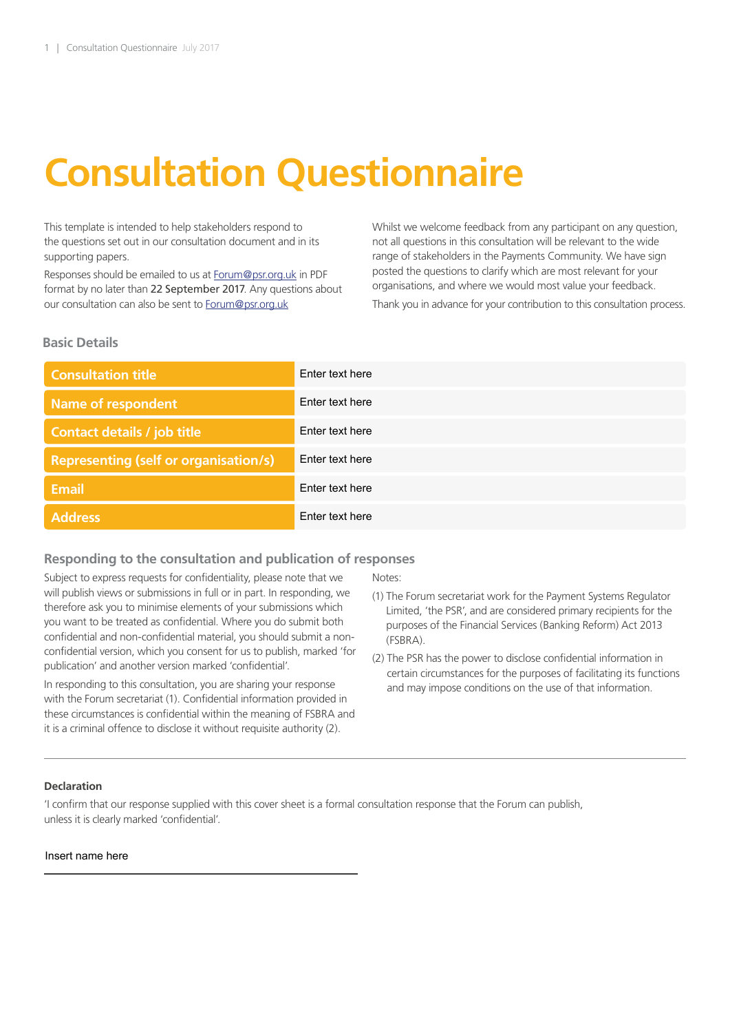# Consultation Questionnaire

This template is intended to help stakeholders respond to the questions set out in our consultation document and in its supporting papers.

Responses should be emailed to us at Forum@psr.org.uk in PDF format by no later than **22 September 2017**. Any questions about our consultation can also be sent to Forum@psr.org.uk

Whilst we welcome feedback from any participant on any question, not all questions in this consultation will be relevant to the wide range of stakeholders in the Payments Community. We have sign posted the questions to clarify which are most relevant for your organisations, and where we would most value your feedback.

Thank you in advance for your contribution to this consultation process.

## Basic Details

| | |
|---|---|
| **Consultation title** | Enter text here |
| **Name of respondent** | Enter text here |
| **Contact details / job title** | Enter text here |
| **Representing (self or organisation/s)** | Enter text here |
| **Email** | Enter text here |
| **Address** | Enter text here |

## Responding to the consultation and publication of responses

Subject to express requests for confidentiality, please note that we will publish views or submissions in full or in part. In responding, we therefore ask you to minimise elements of your submissions which you want to be treated as confidential. Where you do submit both confidential and non-confidential material, you should submit a non-confidential version, which you consent for us to publish, marked 'for publication' and another version marked 'confidential'.

In responding to this consultation, you are sharing your response with the Forum secretariat (1). Confidential information provided in these circumstances is confidential within the meaning of FSBRA and it is a criminal offence to disclose it without requisite authority (2).

Notes:

(1) The Forum secretariat work for the Payment Systems Regulator Limited, 'the PSR', and are considered primary recipients for the purposes of the Financial Services (Banking Reform) Act 2013 (FSBRA).

(2) The PSR has the power to disclose confidential information in certain circumstances for the purposes of facilitating its functions and may impose conditions on the use of that information.

---

**Declaration**

'I confirm that our response supplied with this cover sheet is a formal consultation response that the Forum can publish, unless it is clearly marked 'confidential'.

Insert name here

_______________________________________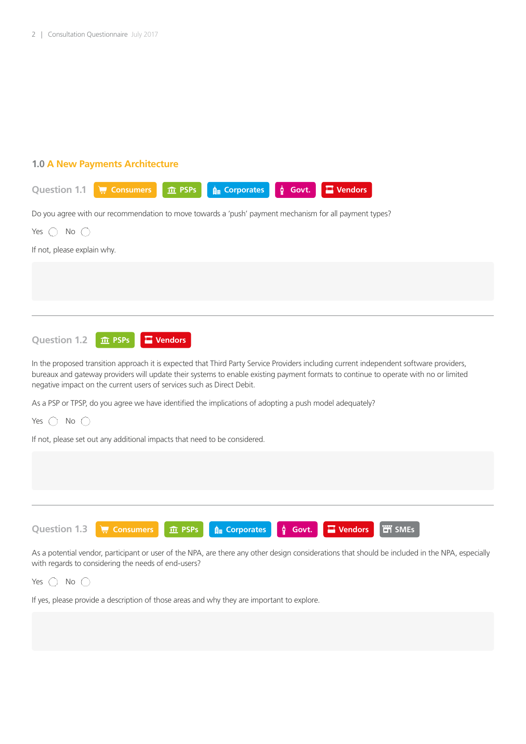## 1.0 A New Payments Architecture

### Question 1.1

Consumers | PSPs | Corporates | Govt. | Vendors

Do you agree with our recommendation to move towards a 'push' payment mechanism for all payment types?

Yes ◯ No ◯

If not, please explain why.

---

### Question 1.2

PSPs | Vendors

In the proposed transition approach it is expected that Third Party Service Providers including current independent software providers, bureaux and gateway providers will update their systems to enable existing payment formats to continue to operate with no or limited negative impact on the current users of services such as Direct Debit.

As a PSP or TPSP, do you agree we have identified the implications of adopting a push model adequately?

Yes ◯ No ◯

If not, please set out any additional impacts that need to be considered.

---

### Question 1.3

Consumers | PSPs | Corporates | Govt. | Vendors | SMEs

As a potential vendor, participant or user of the NPA, are there any other design considerations that should be included in the NPA, especially with regards to considering the needs of end-users?

Yes ◯ No ◯

If yes, please provide a description of those areas and why they are important to explore.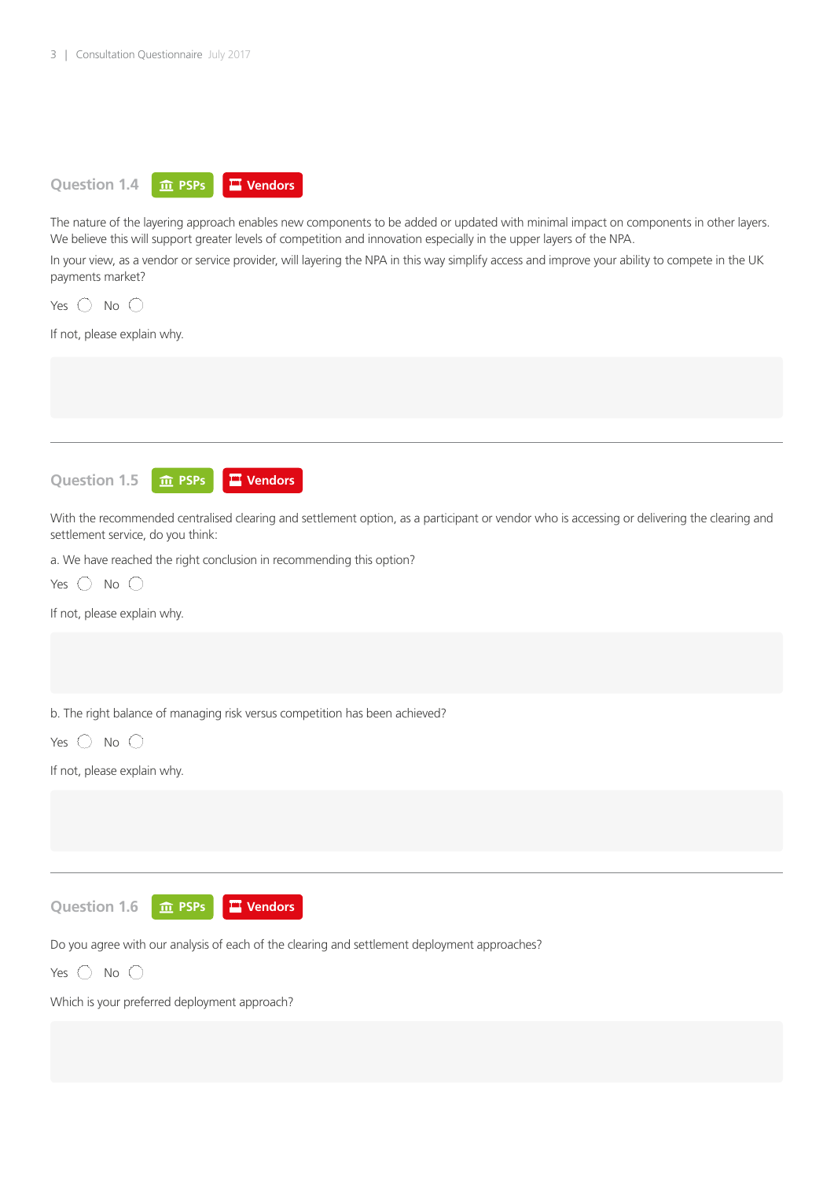## Question 1.4 PSPs Vendors

The nature of the layering approach enables new components to be added or updated with minimal impact on components in other layers. We believe this will support greater levels of competition and innovation especially in the upper layers of the NPA.

In your view, as a vendor or service provider, will layering the NPA in this way simplify access and improve your ability to compete in the UK payments market?

Yes ◯ No ◯

If not, please explain why.

---

## Question 1.5 PSPs Vendors

With the recommended centralised clearing and settlement option, as a participant or vendor who is accessing or delivering the clearing and settlement service, do you think:

a. We have reached the right conclusion in recommending this option?

Yes ◯ No ◯

If not, please explain why.

b. The right balance of managing risk versus competition has been achieved?

Yes ◯ No ◯

If not, please explain why.

---

## Question 1.6 PSPs Vendors

Do you agree with our analysis of each of the clearing and settlement deployment approaches?

Yes ◯ No ◯

Which is your preferred deployment approach?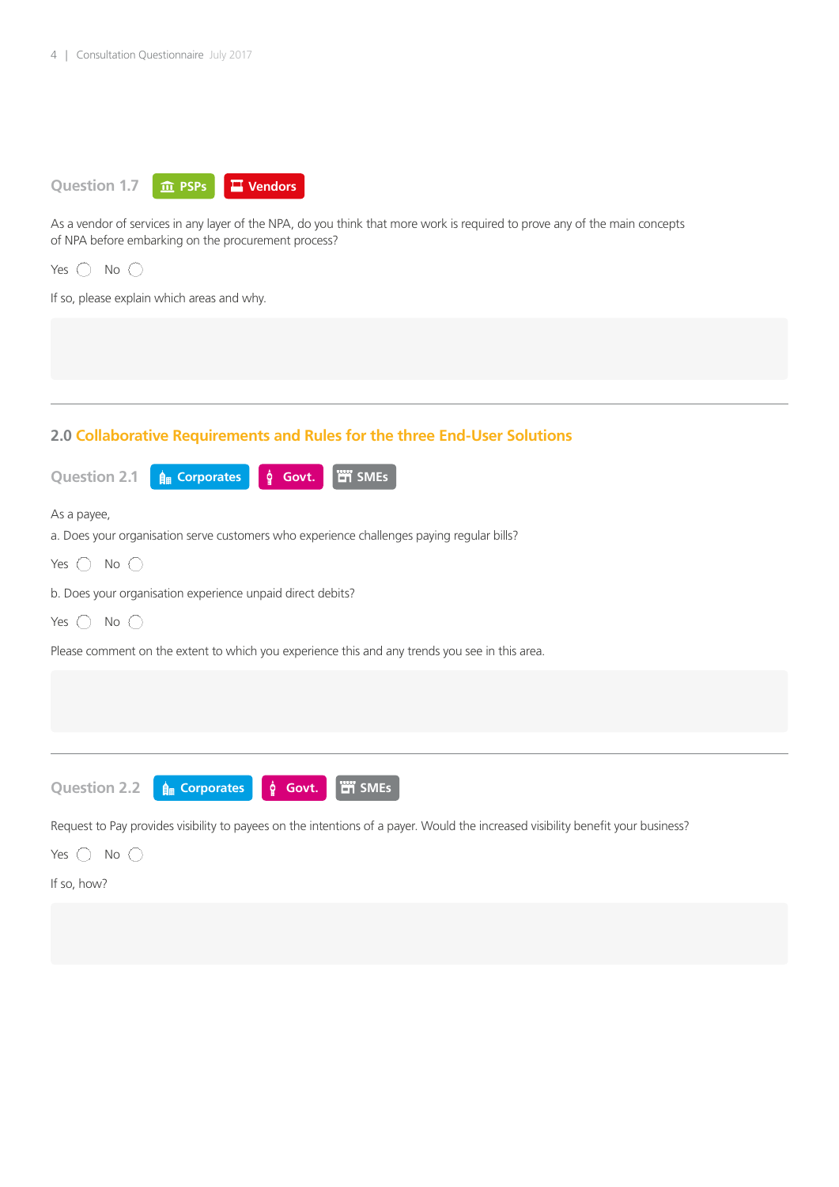### Question 1.7 PSPs Vendors

As a vendor of services in any layer of the NPA, do you think that more work is required to prove any of the main concepts of NPA before embarking on the procurement process?

Yes ◯ No ◯

If so, please explain which areas and why.

---

## 2.0 Collaborative Requirements and Rules for the three End-User Solutions

### Question 2.1 Corporates Govt. SMEs

As a payee,

a. Does your organisation serve customers who experience challenges paying regular bills?

Yes ◯ No ◯

b. Does your organisation experience unpaid direct debits?

Yes ◯ No ◯

Please comment on the extent to which you experience this and any trends you see in this area.

---

### Question 2.2 Corporates Govt. SMEs

Request to Pay provides visibility to payees on the intentions of a payer. Would the increased visibility benefit your business?

Yes ◯ No ◯

If so, how?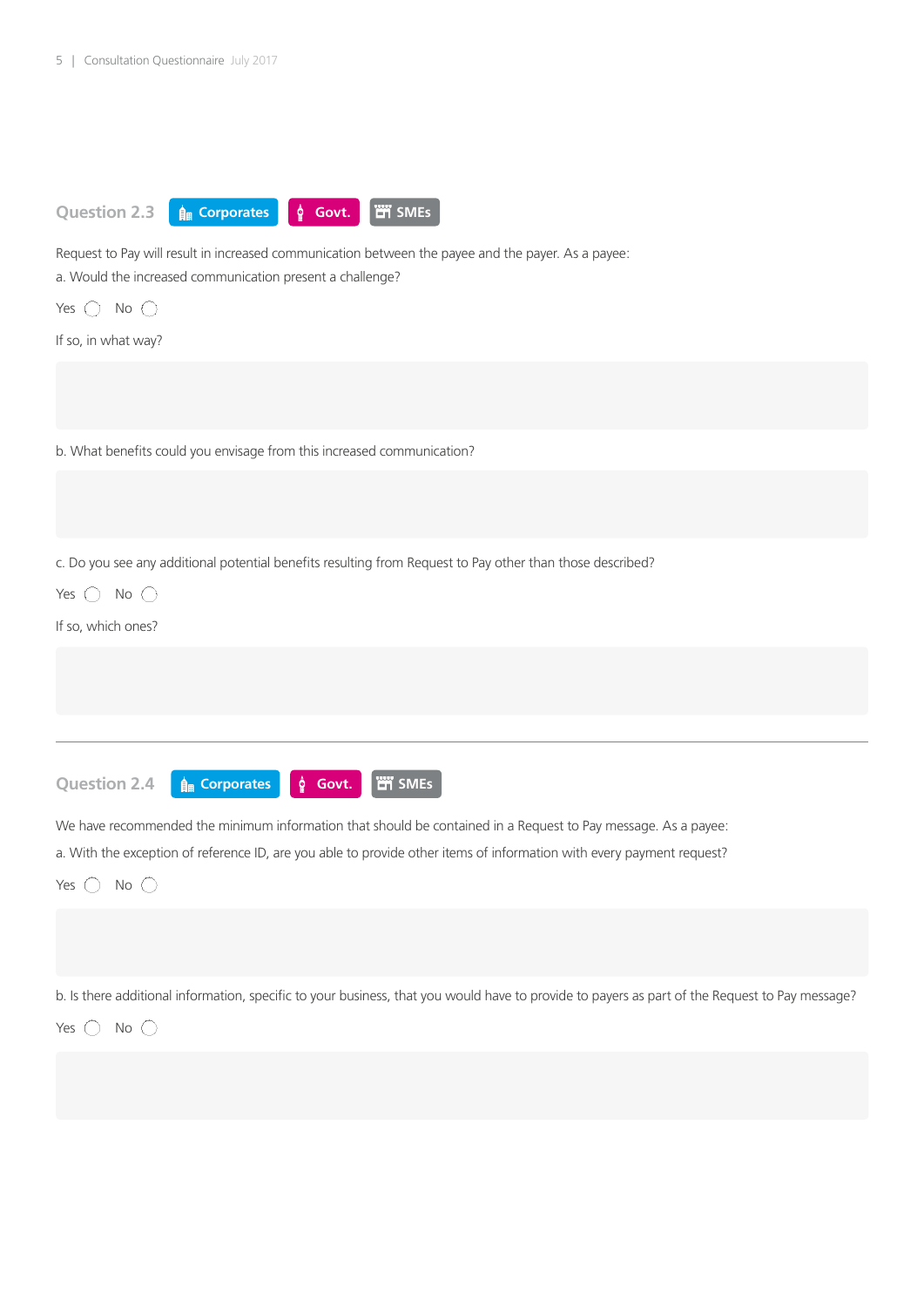## Question 2.3 Corporates Govt. SMEs

Request to Pay will result in increased communication between the payee and the payer. As a payee:

a. Would the increased communication present a challenge?

Yes ◯ No ◯

If so, in what way?

b. What benefits could you envisage from this increased communication?

c. Do you see any additional potential benefits resulting from Request to Pay other than those described?

Yes ◯ No ◯

If so, which ones?

---

## Question 2.4 Corporates Govt. SMEs

We have recommended the minimum information that should be contained in a Request to Pay message. As a payee:

a. With the exception of reference ID, are you able to provide other items of information with every payment request?

Yes ◯ No ◯

b. Is there additional information, specific to your business, that you would have to provide to payers as part of the Request to Pay message?

Yes ◯ No ◯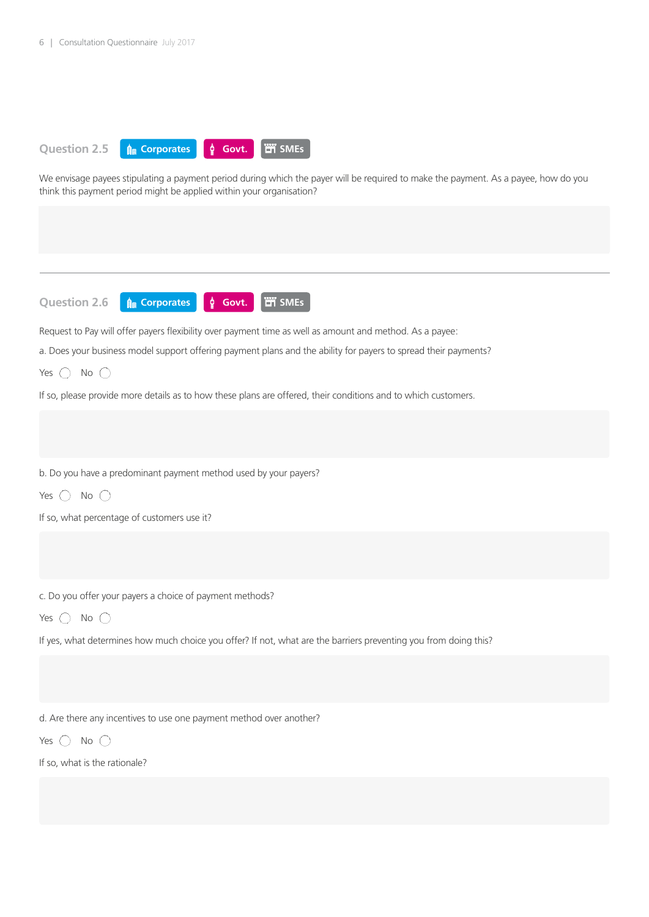## Question 2.5 Corporates Govt. SMEs

We envisage payees stipulating a payment period during which the payer will be required to make the payment. As a payee, how do you think this payment period might be applied within your organisation?

---

## Question 2.6 Corporates Govt. SMEs

Request to Pay will offer payers flexibility over payment time as well as amount and method. As a payee:

a. Does your business model support offering payment plans and the ability for payers to spread their payments?

Yes ◯ No ◯

If so, please provide more details as to how these plans are offered, their conditions and to which customers.

b. Do you have a predominant payment method used by your payers?

Yes ◯ No ◯

If so, what percentage of customers use it?

c. Do you offer your payers a choice of payment methods?

Yes ◯ No ◯

If yes, what determines how much choice you offer? If not, what are the barriers preventing you from doing this?

d. Are there any incentives to use one payment method over another?

Yes ◯ No ◯

If so, what is the rationale?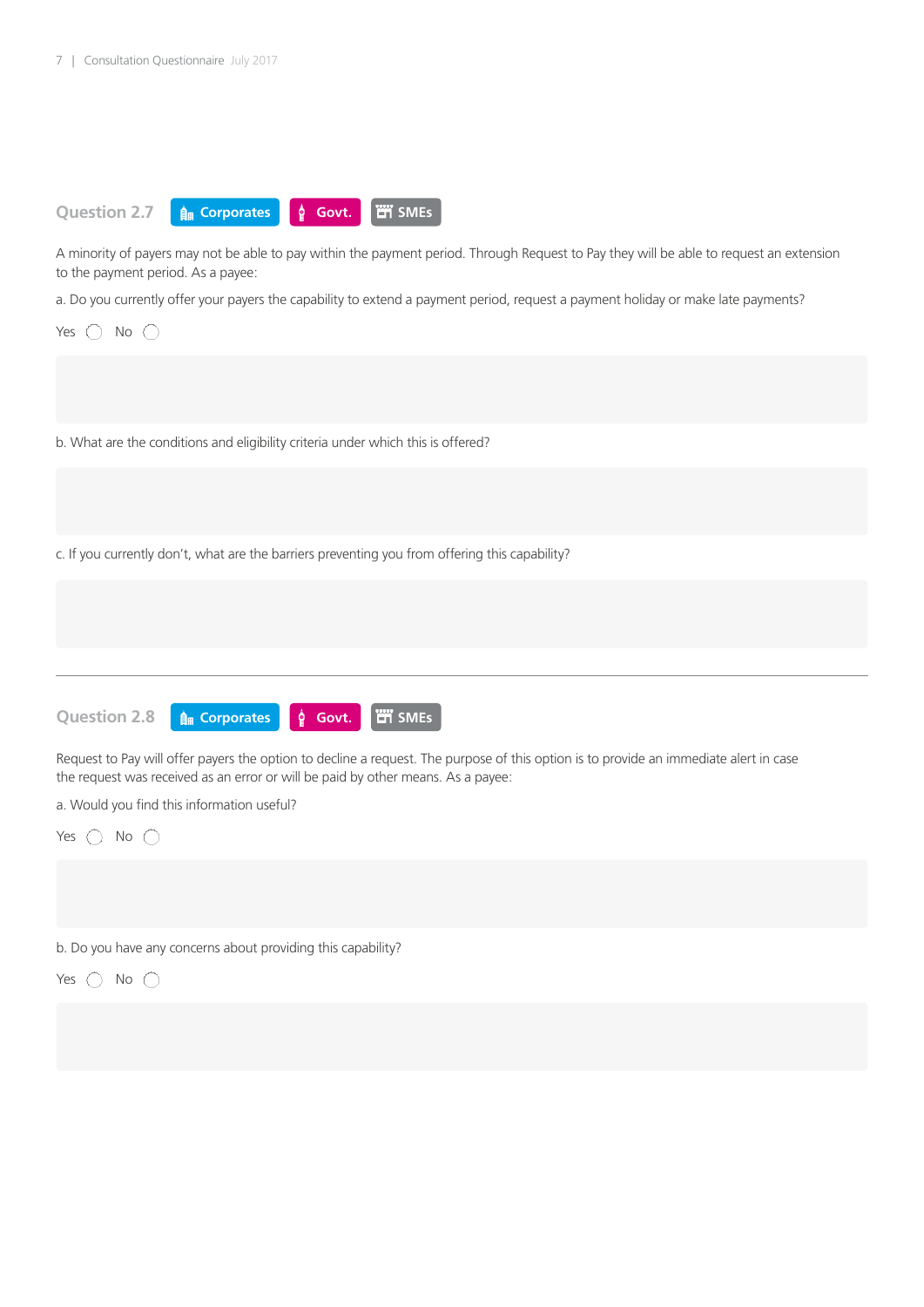## Question 2.7

Corporates | Govt. | SMEs

A minority of payers may not be able to pay within the payment period. Through Request to Pay they will be able to request an extension to the payment period. As a payee:

a. Do you currently offer your payers the capability to extend a payment period, request a payment holiday or make late payments?

Yes ◯ No ◯

b. What are the conditions and eligibility criteria under which this is offered?

c. If you currently don't, what are the barriers preventing you from offering this capability?

---

## Question 2.8

Corporates | Govt. | SMEs

Request to Pay will offer payers the option to decline a request. The purpose of this option is to provide an immediate alert in case the request was received as an error or will be paid by other means. As a payee:

a. Would you find this information useful?

Yes ◯ No ◯

b. Do you have any concerns about providing this capability?

Yes ◯ No ◯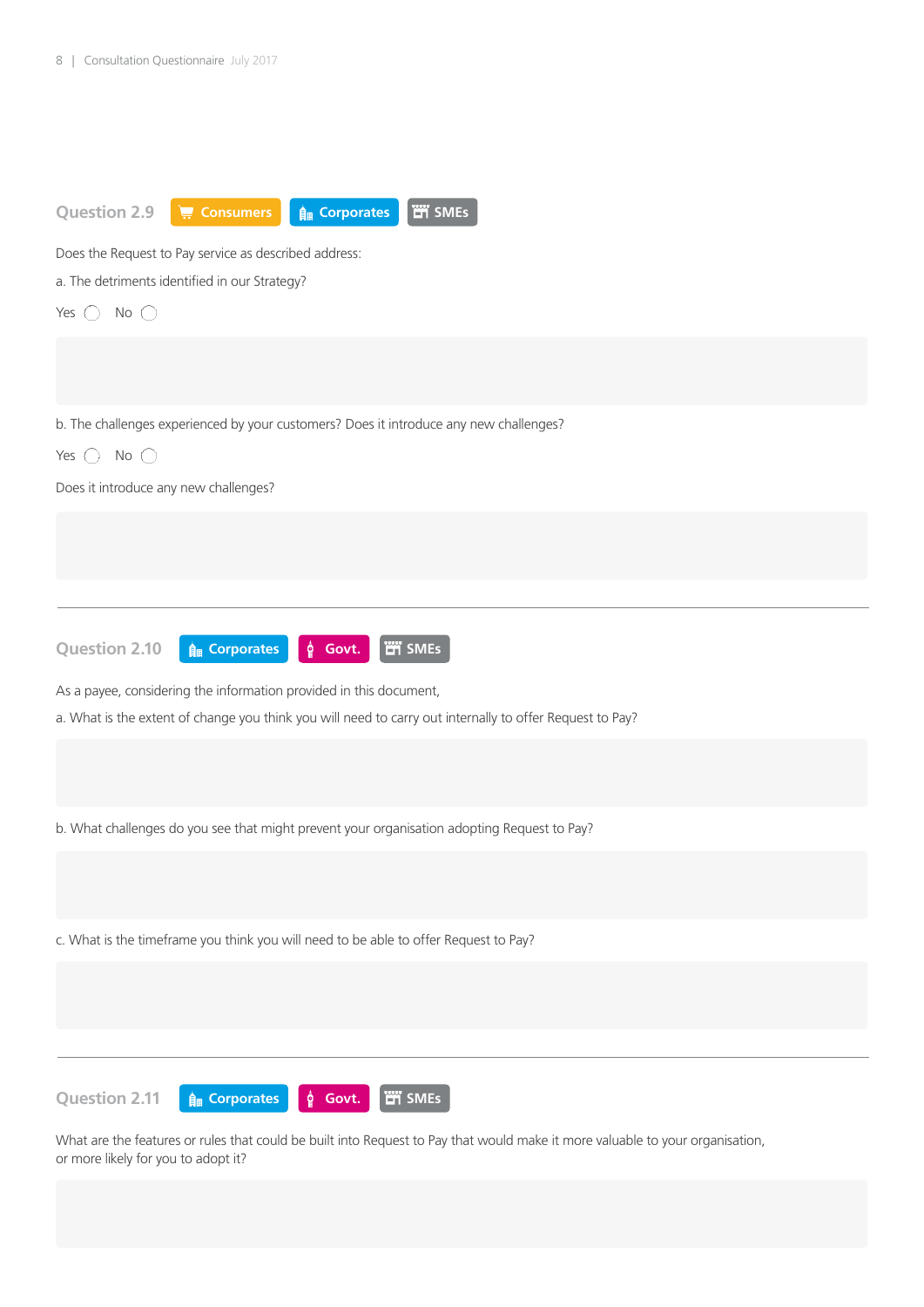## Question 2.9 Consumers Corporates SMEs

Does the Request to Pay service as described address:

a. The detriments identified in our Strategy?

Yes ◯ No ◯

b. The challenges experienced by your customers? Does it introduce any new challenges?

Yes ◯ No ◯

Does it introduce any new challenges?

---

## Question 2.10 Corporates Govt. SMEs

As a payee, considering the information provided in this document,

a. What is the extent of change you think you will need to carry out internally to offer Request to Pay?

b. What challenges do you see that might prevent your organisation adopting Request to Pay?

c. What is the timeframe you think you will need to be able to offer Request to Pay?

---

## Question 2.11 Corporates Govt. SMEs

What are the features or rules that could be built into Request to Pay that would make it more valuable to your organisation, or more likely for you to adopt it?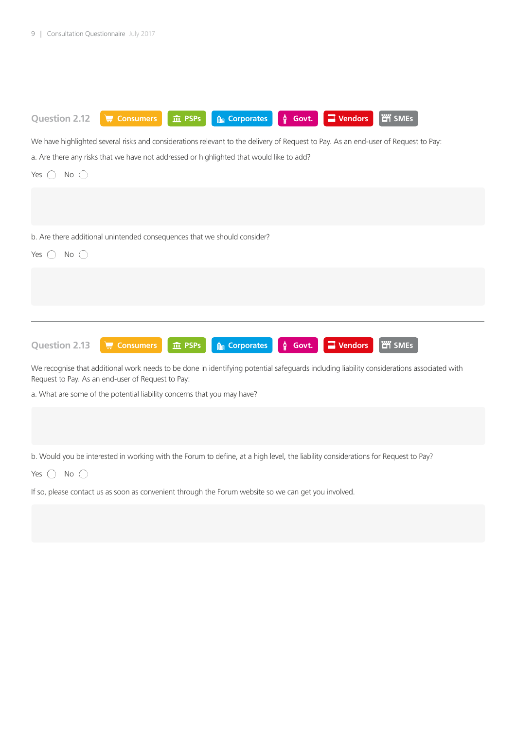### Question 2.12

Consumers | PSPs | Corporates | Govt. | Vendors | SMEs

We have highlighted several risks and considerations relevant to the delivery of Request to Pay. As an end-user of Request to Pay:

a. Are there any risks that we have not addressed or highlighted that would like to add?

Yes ◯ No ◯

b. Are there additional unintended consequences that we should consider?

Yes ◯ No ◯

---

### Question 2.13

Consumers | PSPs | Corporates | Govt. | Vendors | SMEs

We recognise that additional work needs to be done in identifying potential safeguards including liability considerations associated with Request to Pay. As an end-user of Request to Pay:

a. What are some of the potential liability concerns that you may have?

b. Would you be interested in working with the Forum to define, at a high level, the liability considerations for Request to Pay?

Yes ◯ No ◯

If so, please contact us as soon as convenient through the Forum website so we can get you involved.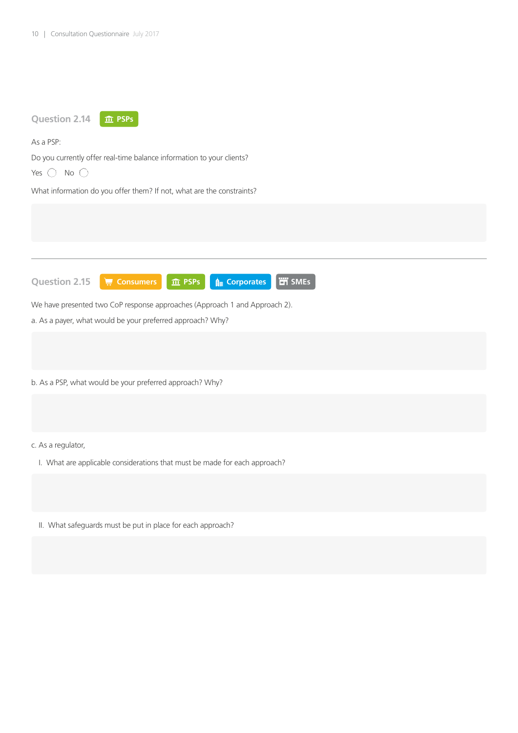## Question 2.14 PSPs

As a PSP:

Do you currently offer real-time balance information to your clients?

Yes ◯ No ◯

What information do you offer them? If not, what are the constraints?

---

## Question 2.15 Consumers PSPs Corporates SMEs

We have presented two CoP response approaches (Approach 1 and Approach 2).

a. As a payer, what would be your preferred approach? Why?

b. As a PSP, what would be your preferred approach? Why?

c. As a regulator,

I. What are applicable considerations that must be made for each approach?

II. What safeguards must be put in place for each approach?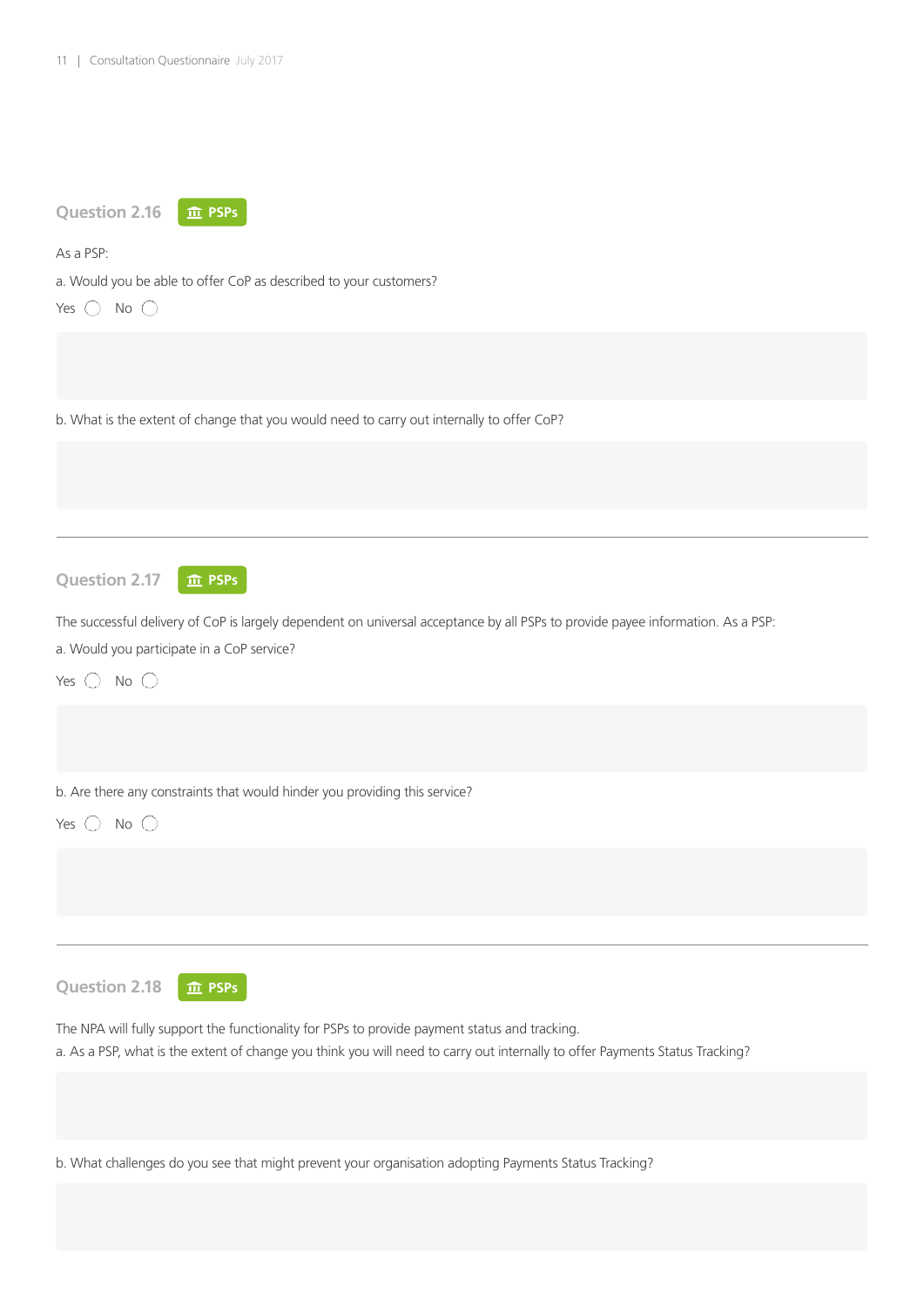## Question 2.16 PSPs

As a PSP:

a. Would you be able to offer CoP as described to your customers?

Yes ◯ No ◯

b. What is the extent of change that you would need to carry out internally to offer CoP?

---

## Question 2.17 PSPs

The successful delivery of CoP is largely dependent on universal acceptance by all PSPs to provide payee information. As a PSP:

a. Would you participate in a CoP service?

Yes ◯ No ◯

b. Are there any constraints that would hinder you providing this service?

Yes ◯ No ◯

---

## Question 2.18 PSPs

The NPA will fully support the functionality for PSPs to provide payment status and tracking.

a. As a PSP, what is the extent of change you think you will need to carry out internally to offer Payments Status Tracking?

b. What challenges do you see that might prevent your organisation adopting Payments Status Tracking?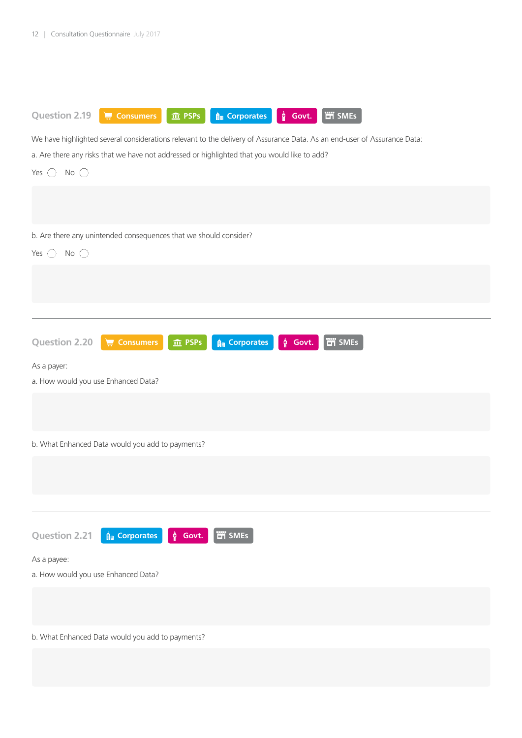## Question 2.19

Consumers | PSPs | Corporates | Govt. | SMEs

We have highlighted several considerations relevant to the delivery of Assurance Data. As an end-user of Assurance Data:

a. Are there any risks that we have not addressed or highlighted that you would like to add?

Yes ◯ No ◯

b. Are there any unintended consequences that we should consider?

Yes ◯ No ◯

---

## Question 2.20

Consumers | PSPs | Corporates | Govt. | SMEs

As a payer:

a. How would you use Enhanced Data?

b. What Enhanced Data would you add to payments?

---

## Question 2.21

Corporates | Govt. | SMEs

As a payee:

a. How would you use Enhanced Data?

b. What Enhanced Data would you add to payments?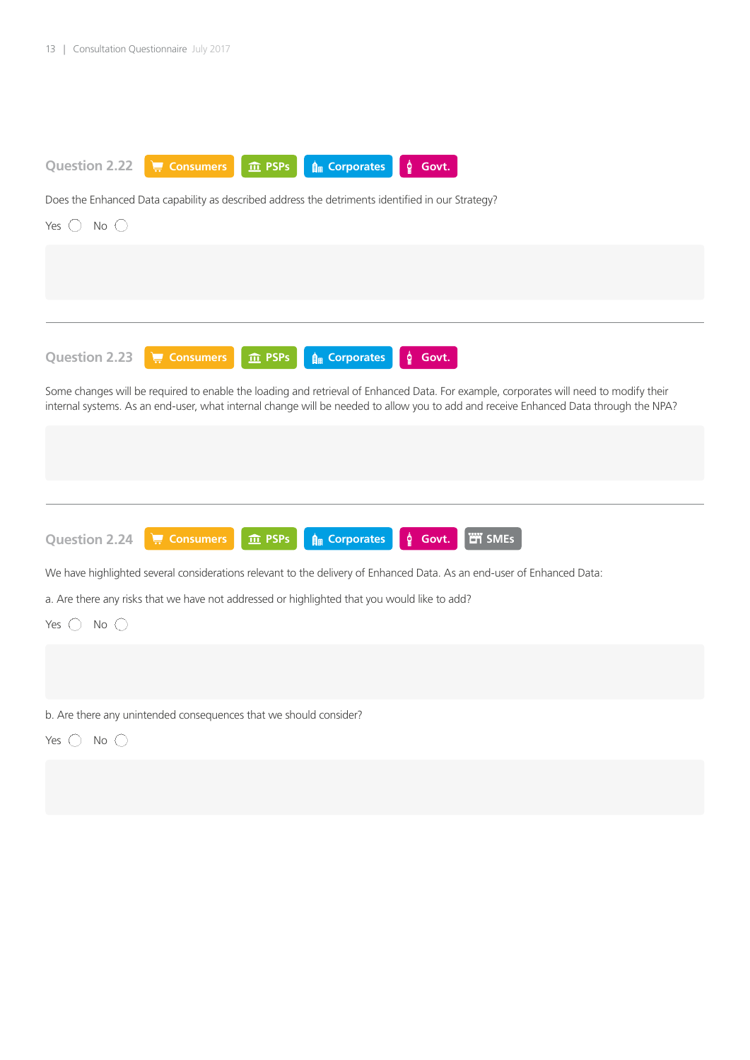### Question 2.22 Consumers PSPs Corporates Govt.

Does the Enhanced Data capability as described address the detriments identified in our Strategy?

Yes ◯ No ◯

---

### Question 2.23 Consumers PSPs Corporates Govt.

Some changes will be required to enable the loading and retrieval of Enhanced Data. For example, corporates will need to modify their internal systems. As an end-user, what internal change will be needed to allow you to add and receive Enhanced Data through the NPA?

---

### Question 2.24 Consumers PSPs Corporates Govt. SMEs

We have highlighted several considerations relevant to the delivery of Enhanced Data. As an end-user of Enhanced Data:

a. Are there any risks that we have not addressed or highlighted that you would like to add?

Yes ◯ No ◯

b. Are there any unintended consequences that we should consider?

Yes ◯ No ◯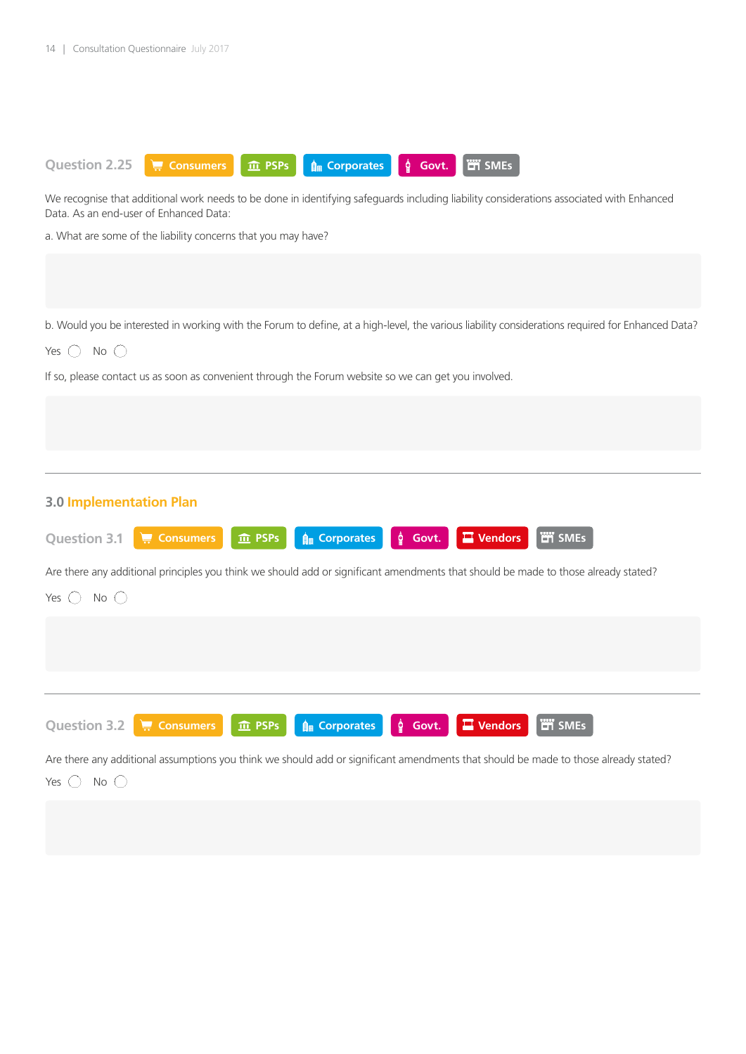### Question 2.25 Consumers PSPs Corporates Govt. SMEs

We recognise that additional work needs to be done in identifying safeguards including liability considerations associated with Enhanced Data. As an end-user of Enhanced Data:

a. What are some of the liability concerns that you may have?

b. Would you be interested in working with the Forum to define, at a high-level, the various liability considerations required for Enhanced Data?

Yes ◯ No ◯

If so, please contact us as soon as convenient through the Forum website so we can get you involved.

---

## 3.0 Implementation Plan

### Question 3.1 Consumers PSPs Corporates Govt. Vendors SMEs

Are there any additional principles you think we should add or significant amendments that should be made to those already stated?

Yes ◯ No ◯

---

### Question 3.2 Consumers PSPs Corporates Govt. Vendors SMEs

Are there any additional assumptions you think we should add or significant amendments that should be made to those already stated?

Yes ◯ No ◯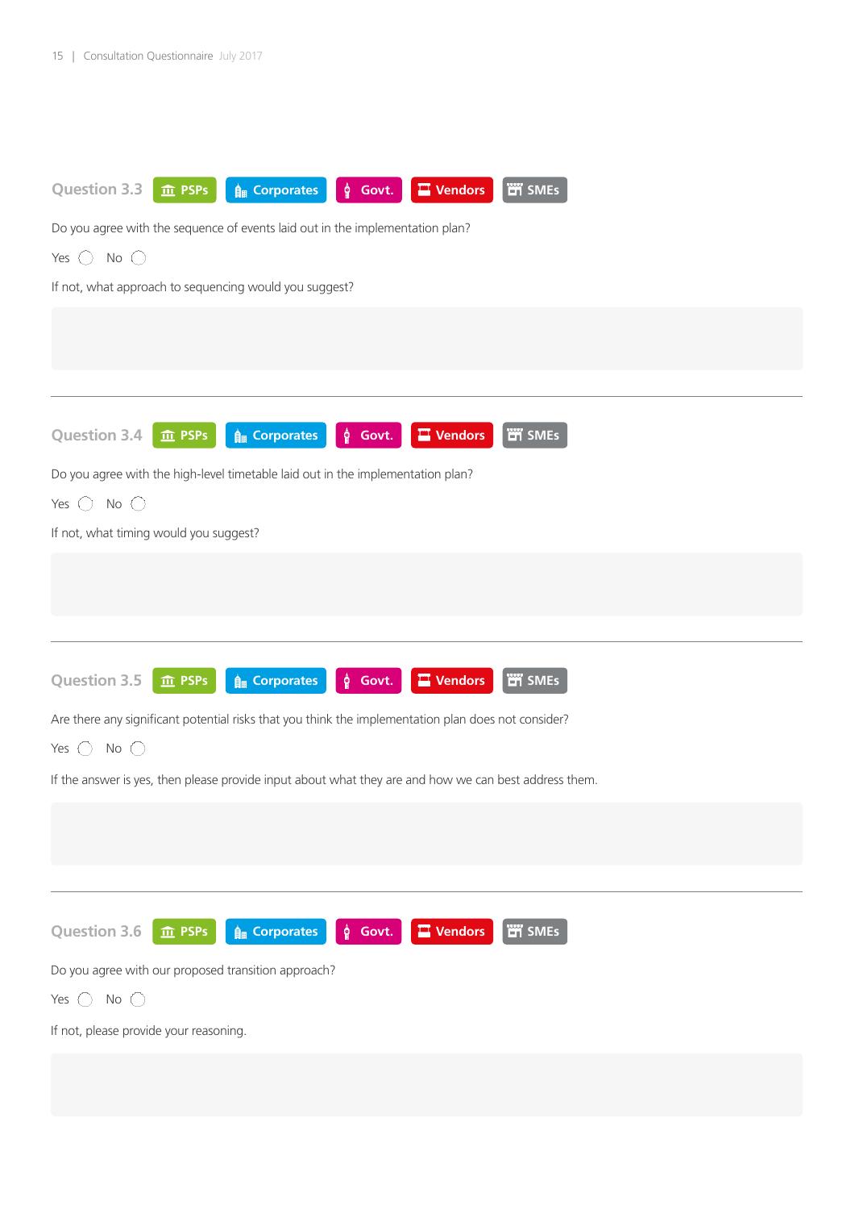### Question 3.3 PSPs Corporates Govt. Vendors SMEs

Do you agree with the sequence of events laid out in the implementation plan?

Yes ◯ No ◯

If not, what approach to sequencing would you suggest?

---

### Question 3.4 PSPs Corporates Govt. Vendors SMEs

Do you agree with the high-level timetable laid out in the implementation plan?

Yes ◯ No ◯

If not, what timing would you suggest?

---

### Question 3.5 PSPs Corporates Govt. Vendors SMEs

Are there any significant potential risks that you think the implementation plan does not consider?

Yes ◯ No ◯

If the answer is yes, then please provide input about what they are and how we can best address them.

---

### Question 3.6 PSPs Corporates Govt. Vendors SMEs

Do you agree with our proposed transition approach?

Yes ◯ No ◯

If not, please provide your reasoning.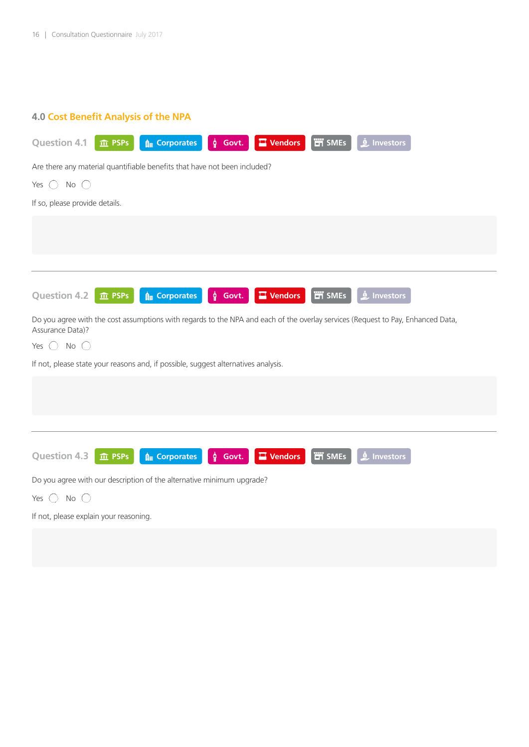## 4.0 Cost Benefit Analysis of the NPA

### Question 4.1

PSPs | Corporates | Govt. | Vendors | SMEs | Investors

Are there any material quantifiable benefits that have not been included?

Yes ◯ No ◯

If so, please provide details.

---

### Question 4.2

PSPs | Corporates | Govt. | Vendors | SMEs | Investors

Do you agree with the cost assumptions with regards to the NPA and each of the overlay services (Request to Pay, Enhanced Data, Assurance Data)?

Yes ◯ No ◯

If not, please state your reasons and, if possible, suggest alternatives analysis.

---

### Question 4.3

PSPs | Corporates | Govt. | Vendors | SMEs | Investors

Do you agree with our description of the alternative minimum upgrade?

Yes ◯ No ◯

If not, please explain your reasoning.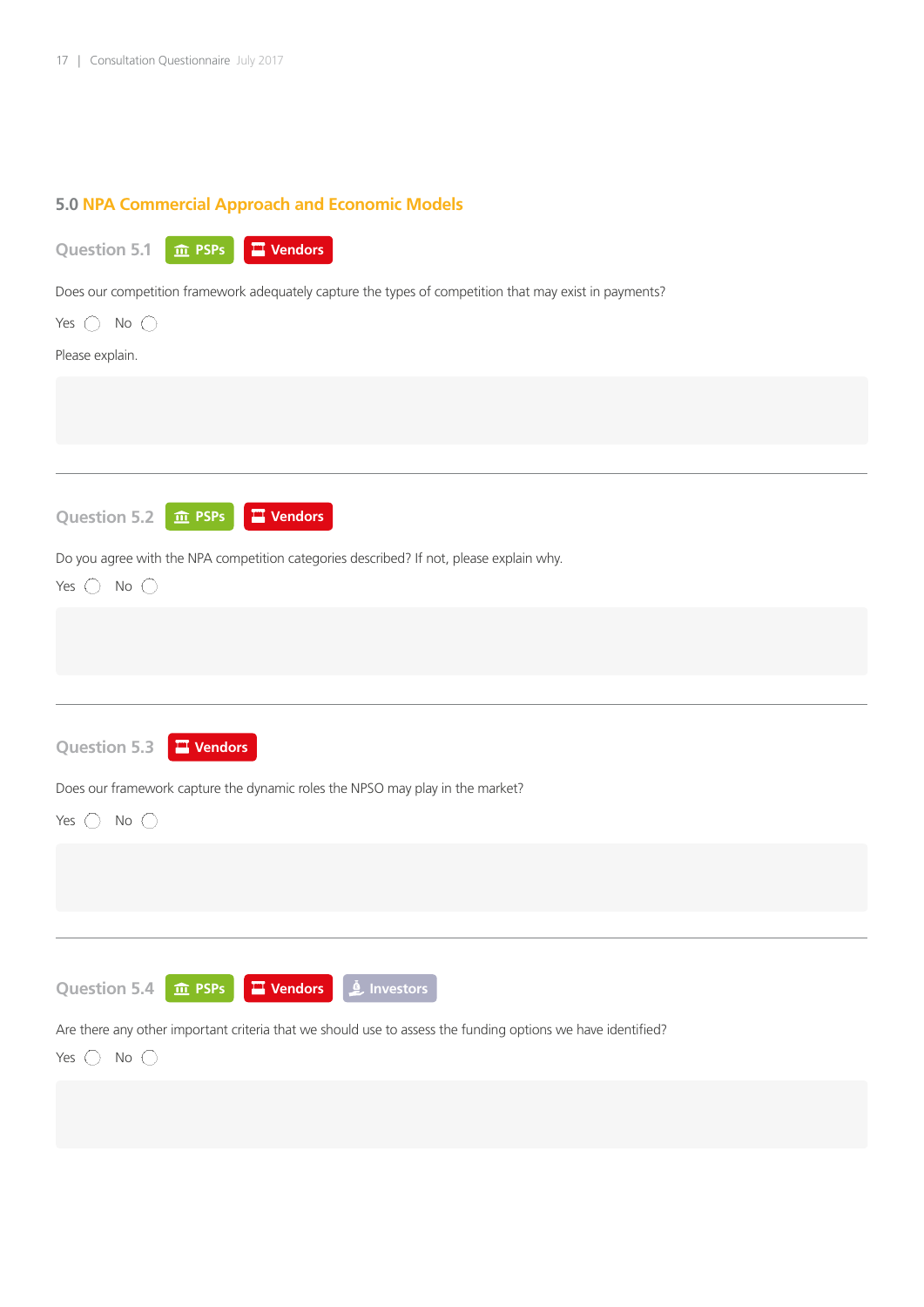## 5.0 NPA Commercial Approach and Economic Models

### Question 5.1 PSPs Vendors

Does our competition framework adequately capture the types of competition that may exist in payments?

Yes ◯ No ◯

Please explain.

---

### Question 5.2 PSPs Vendors

Do you agree with the NPA competition categories described? If not, please explain why.

Yes ◯ No ◯

---

### Question 5.3 Vendors

Does our framework capture the dynamic roles the NPSO may play in the market?

Yes ◯ No ◯

---

### Question 5.4 PSPs Vendors Investors

Are there any other important criteria that we should use to assess the funding options we have identified?

Yes ◯ No ◯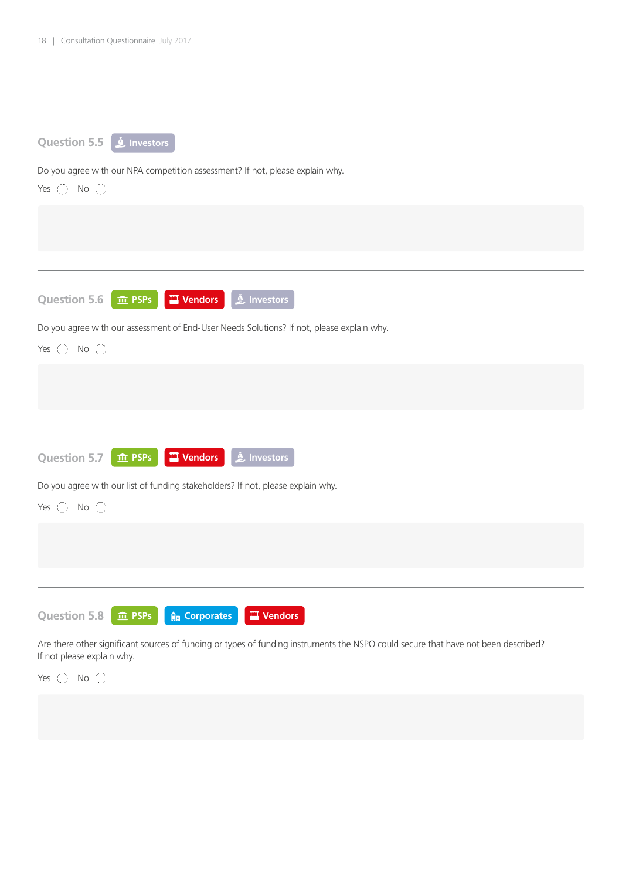### Question 5.5 Investors

Do you agree with our NPA competition assessment? If not, please explain why.

Yes ◯ No ◯

---

### Question 5.6 PSPs Vendors Investors

Do you agree with our assessment of End-User Needs Solutions? If not, please explain why.

Yes ◯ No ◯

---

### Question 5.7 PSPs Vendors Investors

Do you agree with our list of funding stakeholders? If not, please explain why.

Yes ◯ No ◯

---

### Question 5.8 PSPs Corporates Vendors

Are there other significant sources of funding or types of funding instruments the NSPO could secure that have not been described? If not please explain why.

Yes ◯ No ◯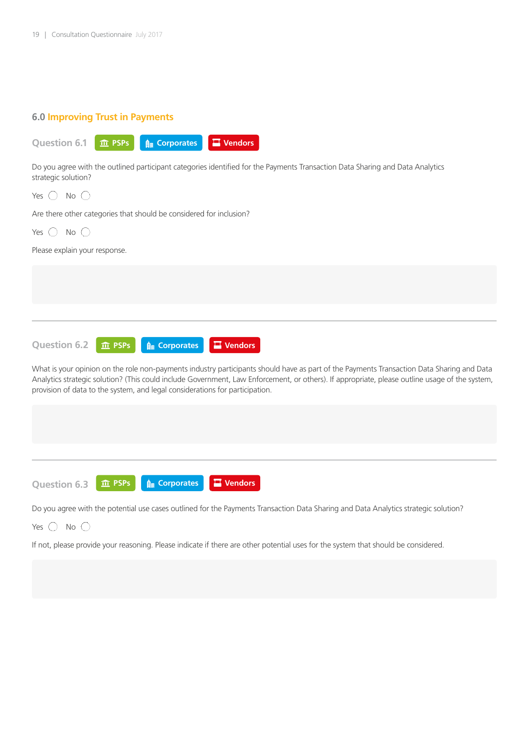## 6.0 Improving Trust in Payments

### Question 6.1 PSPs Corporates Vendors

Do you agree with the outlined participant categories identified for the Payments Transaction Data Sharing and Data Analytics strategic solution?

Yes ◯ No ◯

Are there other categories that should be considered for inclusion?

Yes ◯ No ◯

Please explain your response.

---

### Question 6.2 PSPs Corporates Vendors

What is your opinion on the role non-payments industry participants should have as part of the Payments Transaction Data Sharing and Data Analytics strategic solution? (This could include Government, Law Enforcement, or others). If appropriate, please outline usage of the system, provision of data to the system, and legal considerations for participation.

---

### Question 6.3 PSPs Corporates Vendors

Do you agree with the potential use cases outlined for the Payments Transaction Data Sharing and Data Analytics strategic solution?

Yes ◯ No ◯

If not, please provide your reasoning. Please indicate if there are other potential uses for the system that should be considered.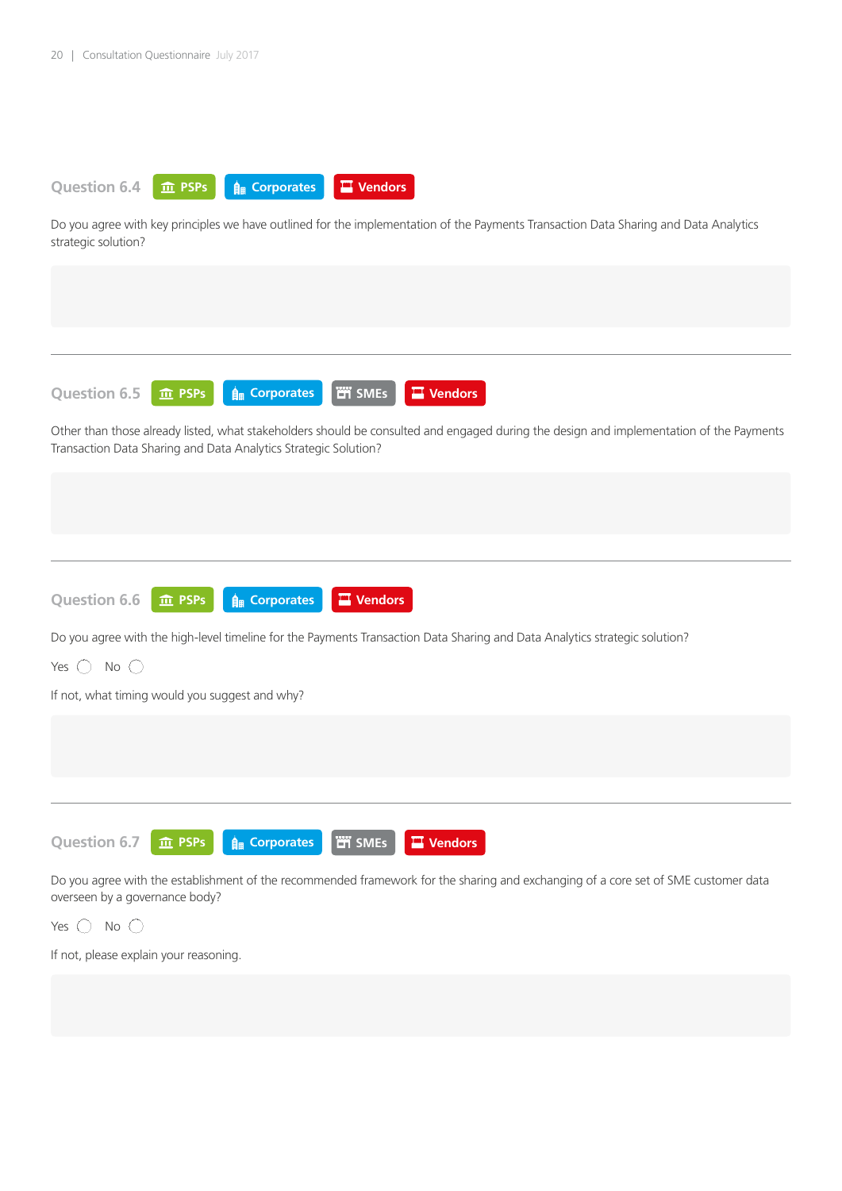### Question 6.4 PSPs Corporates Vendors

Do you agree with key principles we have outlined for the implementation of the Payments Transaction Data Sharing and Data Analytics strategic solution?

---

### Question 6.5 PSPs Corporates SMEs Vendors

Other than those already listed, what stakeholders should be consulted and engaged during the design and implementation of the Payments Transaction Data Sharing and Data Analytics Strategic Solution?

---

### Question 6.6 PSPs Corporates Vendors

Do you agree with the high-level timeline for the Payments Transaction Data Sharing and Data Analytics strategic solution?

Yes ◯ No ◯

If not, what timing would you suggest and why?

---

### Question 6.7 PSPs Corporates SMEs Vendors

Do you agree with the establishment of the recommended framework for the sharing and exchanging of a core set of SME customer data overseen by a governance body?

Yes ◯ No ◯

If not, please explain your reasoning.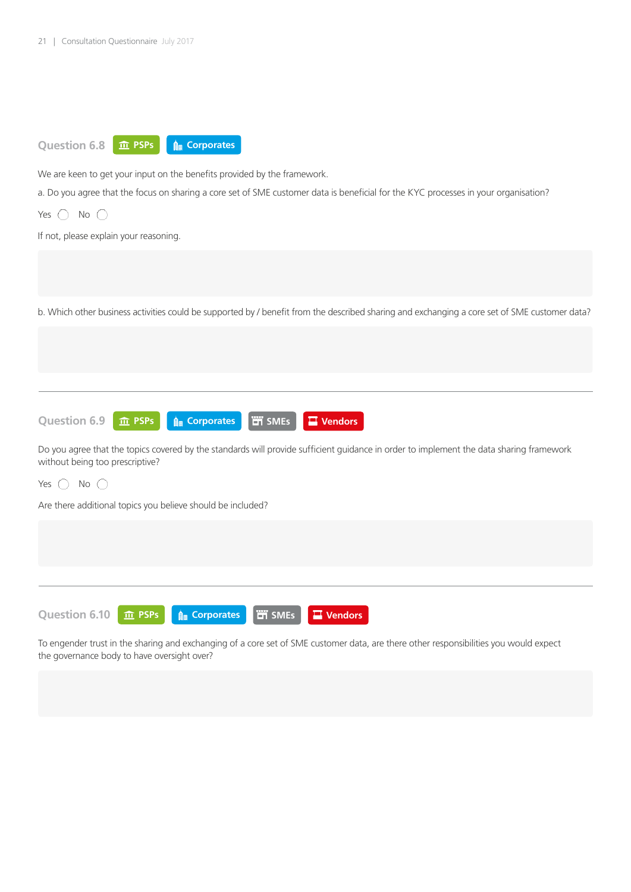## Question 6.8 PSPs Corporates

We are keen to get your input on the benefits provided by the framework.

a. Do you agree that the focus on sharing a core set of SME customer data is beneficial for the KYC processes in your organisation?

Yes ◯ No ◯

If not, please explain your reasoning.

b. Which other business activities could be supported by / benefit from the described sharing and exchanging a core set of SME customer data?

---

## Question 6.9 PSPs Corporates SMEs Vendors

Do you agree that the topics covered by the standards will provide sufficient guidance in order to implement the data sharing framework without being too prescriptive?

Yes ◯ No ◯

Are there additional topics you believe should be included?

---

## Question 6.10 PSPs Corporates SMEs Vendors

To engender trust in the sharing and exchanging of a core set of SME customer data, are there other responsibilities you would expect the governance body to have oversight over?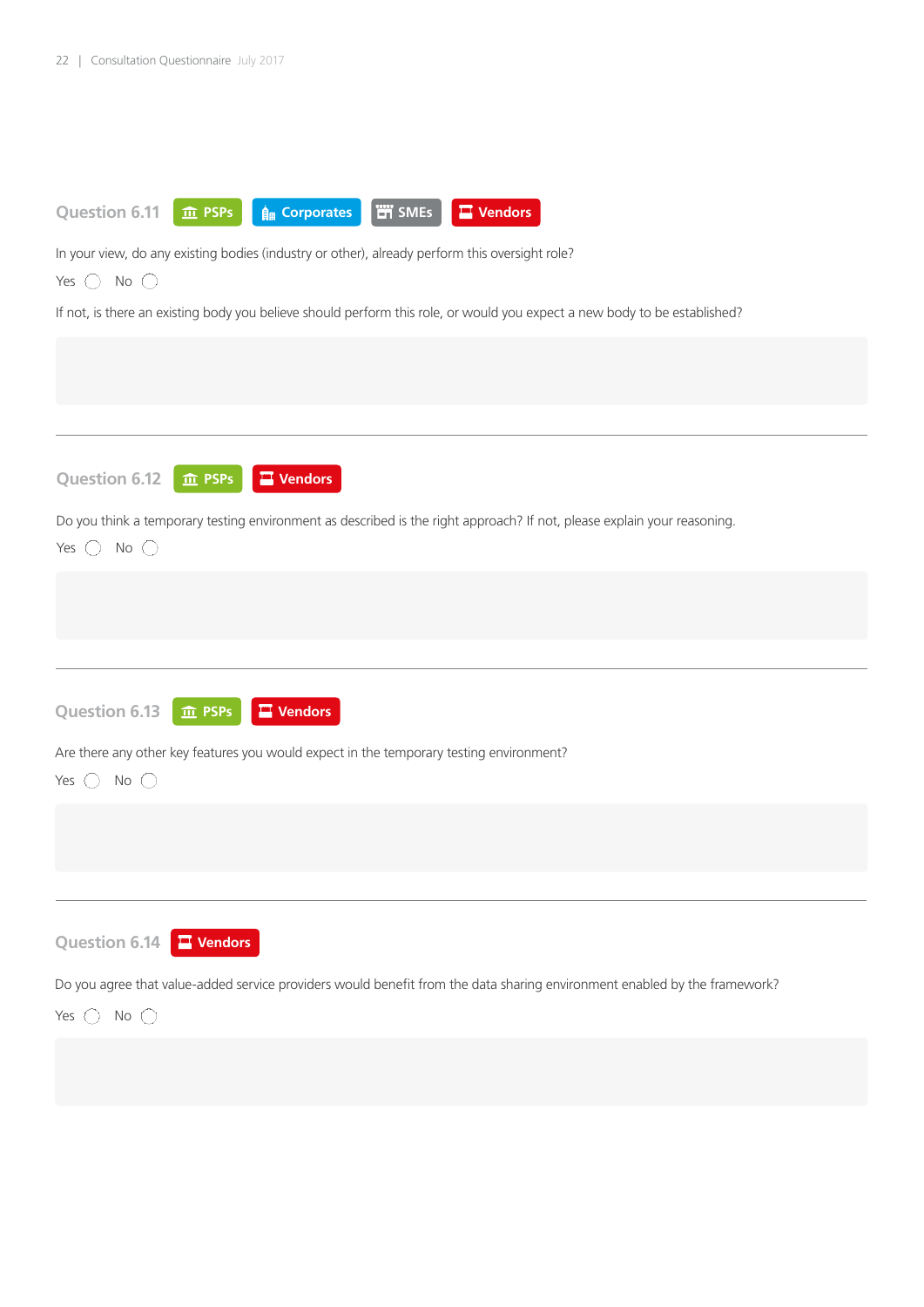### Question 6.11 PSPs Corporates SMEs Vendors

In your view, do any existing bodies (industry or other), already perform this oversight role?

Yes ◯ No ◯

If not, is there an existing body you believe should perform this role, or would you expect a new body to be established?

---

### Question 6.12 PSPs Vendors

Do you think a temporary testing environment as described is the right approach? If not, please explain your reasoning.

Yes ◯ No ◯

---

### Question 6.13 PSPs Vendors

Are there any other key features you would expect in the temporary testing environment?

Yes ◯ No ◯

---

### Question 6.14 Vendors

Do you agree that value-added service providers would benefit from the data sharing environment enabled by the framework?

Yes ◯ No ◯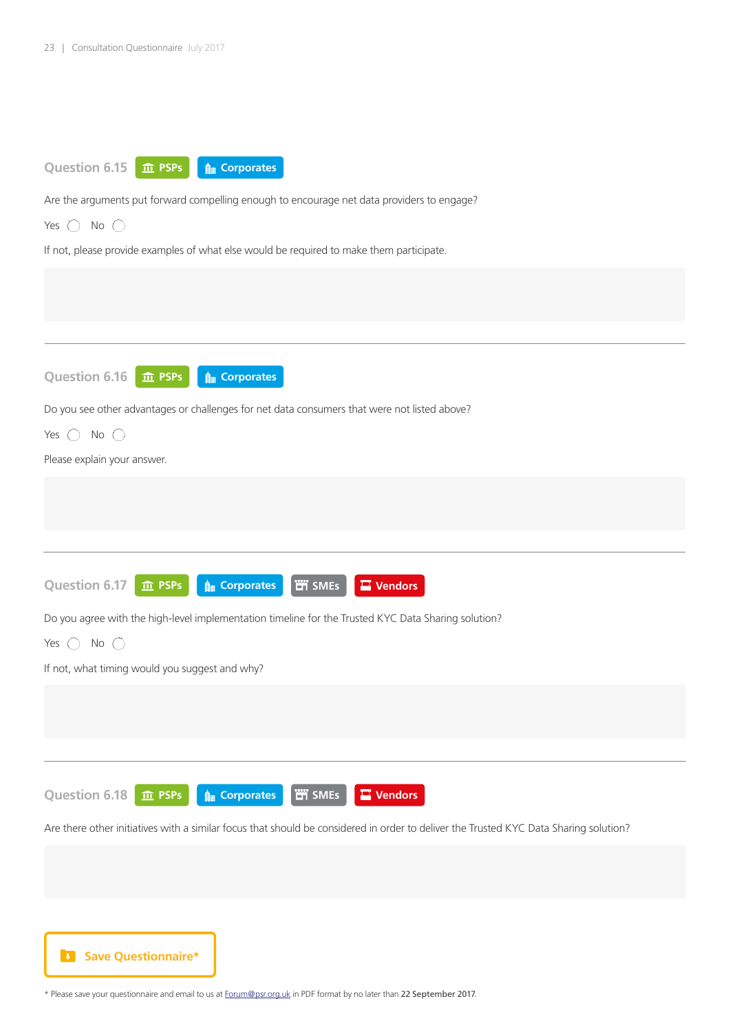### Question 6.15 PSPs Corporates

Are the arguments put forward compelling enough to encourage net data providers to engage?

Yes ◯ No ◯

If not, please provide examples of what else would be required to make them participate.

---

### Question 6.16 PSPs Corporates

Do you see other advantages or challenges for net data consumers that were not listed above?

Yes ◯ No ◯

Please explain your answer.

---

### Question 6.17 PSPs Corporates SMEs Vendors

Do you agree with the high-level implementation timeline for the Trusted KYC Data Sharing solution?

Yes ◯ No ◯

If not, what timing would you suggest and why?

---

### Question 6.18 PSPs Corporates SMEs Vendors

Are there other initiatives with a similar focus that should be considered in order to deliver the Trusted KYC Data Sharing solution?

**Save Questionnaire***

* Please save your questionnaire and email to us at Forum@psr.org.uk in PDF format by no later than **22 September 2017**.